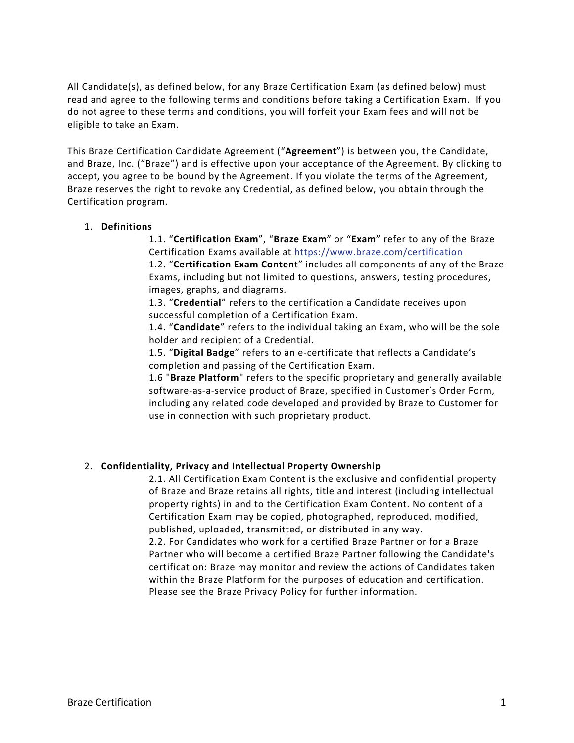All Candidate(s), as defined below, for any Braze Certification Exam (as defined below) must read and agree to the following terms and conditions before taking a Certification Exam. If you do not agree to these terms and conditions, you will forfeit your Exam fees and will not be eligible to take an Exam.

This Braze Certification Candidate Agreement ("**Agreement**") is between you, the Candidate, and Braze, Inc. ("Braze") and is effective upon your acceptance of the Agreement. By clicking to accept, you agree to be bound by the Agreement. If you violate the terms of the Agreement, Braze reserves the right to revoke any Credential, as defined below, you obtain through the Certification program.

1. **Definitions**

   1.1. "**Certification Exam**", "**Braze Exam**" or "**Exam**" refer to any of the Braze Certification Exams available at [https://www.braze.com/certification](https://www.braze.com/certification)
   1.2. "**Certification Exam Conten**t" includes all components of any of the Braze Exams, including but not limited to questions, answers, testing procedures, images, graphs, and diagrams.
   1.3. "**Credential**" refers to the certification a Candidate receives upon successful completion of a Certification Exam.
   1.4. "**Candidate**" refers to the individual taking an Exam, who will be the sole holder and recipient of a Credential.
   1.5. "**Digital Badge**" refers to an e-certificate that reflects a Candidate's completion and passing of the Certification Exam.
   1.6 "**Braze Platform**" refers to the specific proprietary and generally available software-as-a-service product of Braze, specified in Customer's Order Form, including any related code developed and provided by Braze to Customer for use in connection with such proprietary product.

2. **Confidentiality, Privacy and Intellectual Property Ownership**

   2.1. All Certification Exam Content is the exclusive and confidential property of Braze and Braze retains all rights, title and interest (including intellectual property rights) in and to the Certification Exam Content. No content of a Certification Exam may be copied, photographed, reproduced, modified, published, uploaded, transmitted, or distributed in any way.
   2.2. For Candidates who work for a certified Braze Partner or for a Braze Partner who will become a certified Braze Partner following the Candidate's certification: Braze may monitor and review the actions of Candidates taken within the Braze Platform for the purposes of education and certification. Please see the Braze Privacy Policy for further information.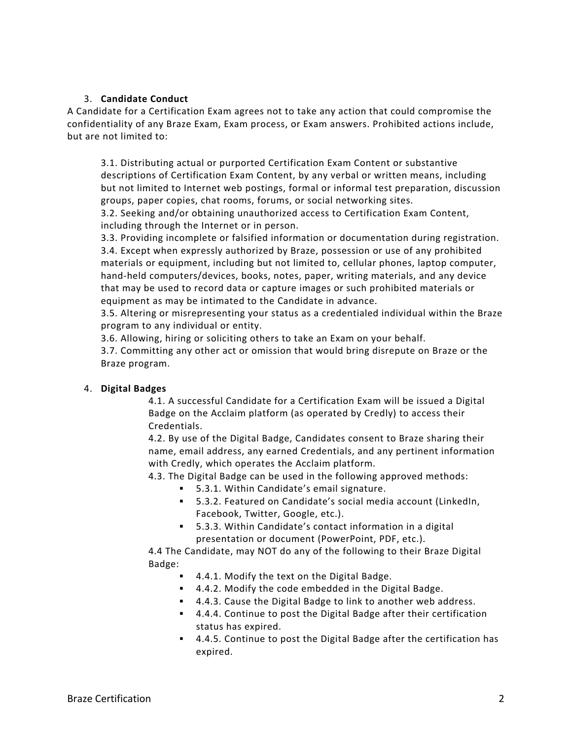## 3. **Candidate Conduct**

A Candidate for a Certification Exam agrees not to take any action that could compromise the confidentiality of any Braze Exam, Exam process, or Exam answers. Prohibited actions include, but are not limited to:

3.1. Distributing actual or purported Certification Exam Content or substantive descriptions of Certification Exam Content, by any verbal or written means, including but not limited to Internet web postings, formal or informal test preparation, discussion groups, paper copies, chat rooms, forums, or social networking sites.
3.2. Seeking and/or obtaining unauthorized access to Certification Exam Content, including through the Internet or in person.
3.3. Providing incomplete or falsified information or documentation during registration.
3.4. Except when expressly authorized by Braze, possession or use of any prohibited materials or equipment, including but not limited to, cellular phones, laptop computer, hand-held computers/devices, books, notes, paper, writing materials, and any device that may be used to record data or capture images or such prohibited materials or equipment as may be intimated to the Candidate in advance.
3.5. Altering or misrepresenting your status as a credentialed individual within the Braze program to any individual or entity.
3.6. Allowing, hiring or soliciting others to take an Exam on your behalf.
3.7. Committing any other act or omission that would bring disrepute on Braze or the Braze program.

## 4. **Digital Badges**

4.1. A successful Candidate for a Certification Exam will be issued a Digital Badge on the Acclaim platform (as operated by Credly) to access their Credentials.
4.2. By use of the Digital Badge, Candidates consent to Braze sharing their name, email address, any earned Credentials, and any pertinent information with Credly, which operates the Acclaim platform.
4.3. The Digital Badge can be used in the following approved methods:

- 5.3.1. Within Candidate's email signature.
- 5.3.2. Featured on Candidate's social media account (LinkedIn, Facebook, Twitter, Google, etc.).
- 5.3.3. Within Candidate's contact information in a digital presentation or document (PowerPoint, PDF, etc.).

4.4 The Candidate, may NOT do any of the following to their Braze Digital Badge:

- 4.4.1. Modify the text on the Digital Badge.
- 4.4.2. Modify the code embedded in the Digital Badge.
- 4.4.3. Cause the Digital Badge to link to another web address.
- 4.4.4. Continue to post the Digital Badge after their certification status has expired.
- 4.4.5. Continue to post the Digital Badge after the certification has expired.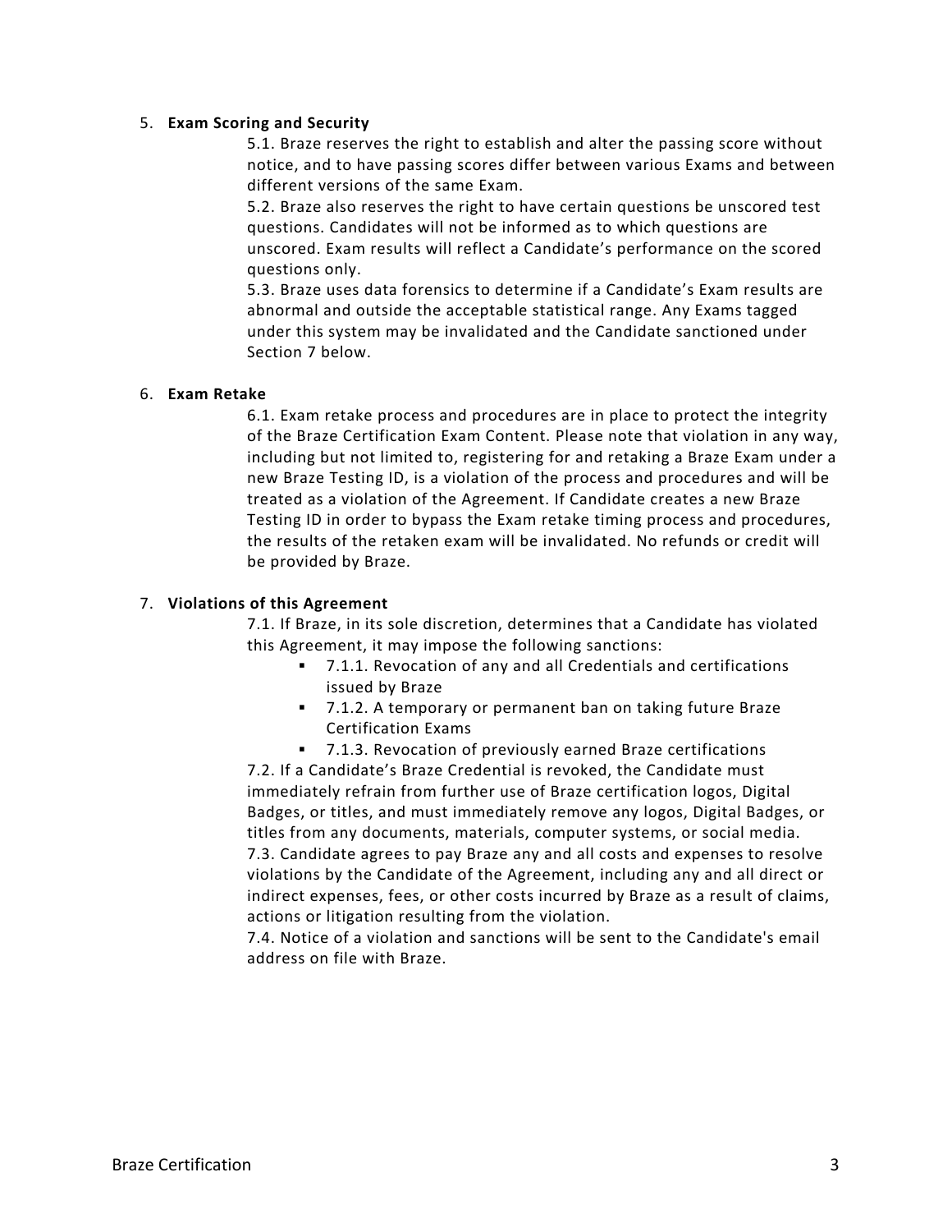5. **Exam Scoring and Security**

   5.1. Braze reserves the right to establish and alter the passing score without notice, and to have passing scores differ between various Exams and between different versions of the same Exam.

   5.2. Braze also reserves the right to have certain questions be unscored test questions. Candidates will not be informed as to which questions are unscored. Exam results will reflect a Candidate's performance on the scored questions only.

   5.3. Braze uses data forensics to determine if a Candidate's Exam results are abnormal and outside the acceptable statistical range. Any Exams tagged under this system may be invalidated and the Candidate sanctioned under Section 7 below.

6. **Exam Retake**

   6.1. Exam retake process and procedures are in place to protect the integrity of the Braze Certification Exam Content. Please note that violation in any way, including but not limited to, registering for and retaking a Braze Exam under a new Braze Testing ID, is a violation of the process and procedures and will be treated as a violation of the Agreement. If Candidate creates a new Braze Testing ID in order to bypass the Exam retake timing process and procedures, the results of the retaken exam will be invalidated. No refunds or credit will be provided by Braze.

7. **Violations of this Agreement**

   7.1. If Braze, in its sole discretion, determines that a Candidate has violated this Agreement, it may impose the following sanctions:

   - 7.1.1. Revocation of any and all Credentials and certifications issued by Braze
   - 7.1.2. A temporary or permanent ban on taking future Braze Certification Exams
   - 7.1.3. Revocation of previously earned Braze certifications

   7.2. If a Candidate's Braze Credential is revoked, the Candidate must immediately refrain from further use of Braze certification logos, Digital Badges, or titles, and must immediately remove any logos, Digital Badges, or titles from any documents, materials, computer systems, or social media.

   7.3. Candidate agrees to pay Braze any and all costs and expenses to resolve violations by the Candidate of the Agreement, including any and all direct or indirect expenses, fees, or other costs incurred by Braze as a result of claims, actions or litigation resulting from the violation.

   7.4. Notice of a violation and sanctions will be sent to the Candidate's email address on file with Braze.